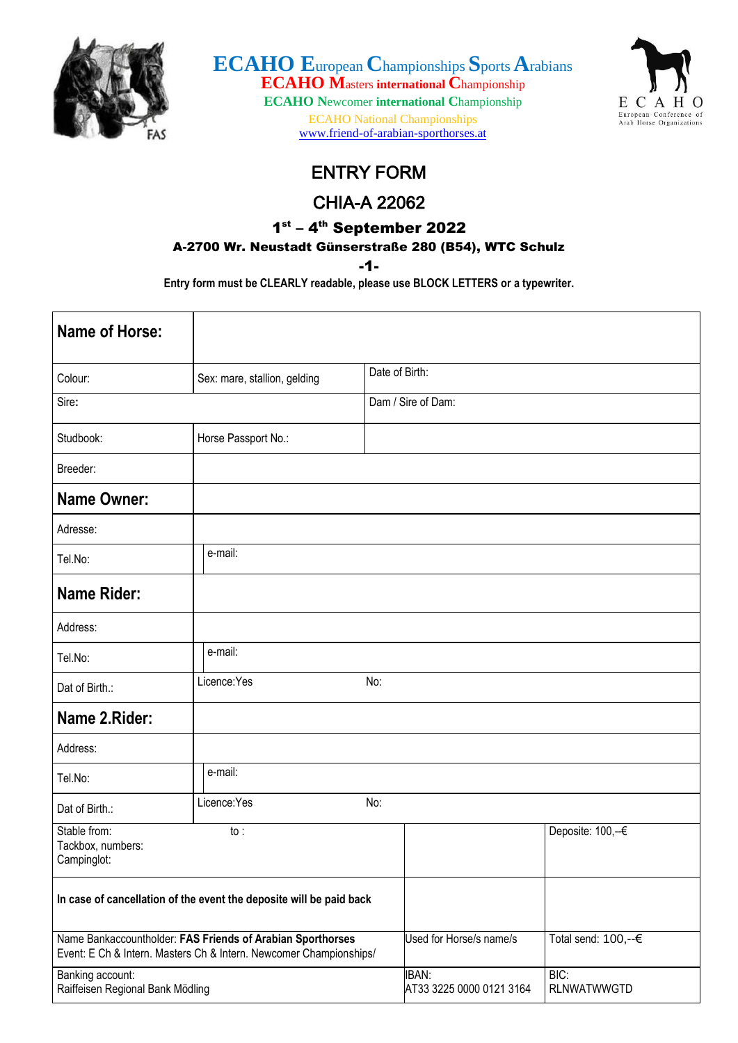**ECAHO European Championships Sports Arabians**
**ECAHO Masters international Championship**
**ECAHO Newcomer international Championship**
ECAHO National Championships
www.friend-of-arabian-sporthorses.at

E C A H O
European Conference of Arab Horse Organizations

# ENTRY FORM

## CHIA-A 22062

### 1st – 4th September 2022

**A-2700 Wr. Neustadt Günserstraße 280 (B54), WTC Schulz**

**-1-**

**Entry form must be CLEARLY readable, please use BLOCK LETTERS or a typewriter.**

| | | | |
|---|---|---|---|
| **Name of Horse:** | | | |
| Colour: | Sex: mare, stallion, gelding | Date of Birth: | |
| Sire: | | Dam / Sire of Dam: | |
| Studbook: | Horse Passport No.: | | |
| Breeder: | | | |
| **Name Owner:** | | | |
| Adresse: | | | |
| Tel.No: | e-mail: | | |
| **Name Rider:** | | | |
| Address: | | | |
| Tel.No: | e-mail: | | |
| Dat of Birth.: | Licence:Yes | No: | |
| **Name 2.Rider:** | | | |
| Address: | | | |
| Tel.No: | e-mail: | | |
| Dat of Birth.: | Licence:Yes | No: | |
| Stable from: to :<br>Tackbox, numbers:<br>Campinglot: | | | Deposite: 100,--€ |
| **In case of cancellation of the event the deposite will be paid back** | | | |
| Name Bankaccountholder: **FAS Friends of Arabian Sporthorses**<br>Event: E Ch & Intern. Masters Ch & Intern. Newcomer Championships/ | | Used for Horse/s name/s | Total send: 100,--€ |
| Banking account:<br>Raiffeisen Regional Bank Mödling | | IBAN:<br>AT33 3225 0000 0121 3164 | BIC:<br>RLNWATWWGTD |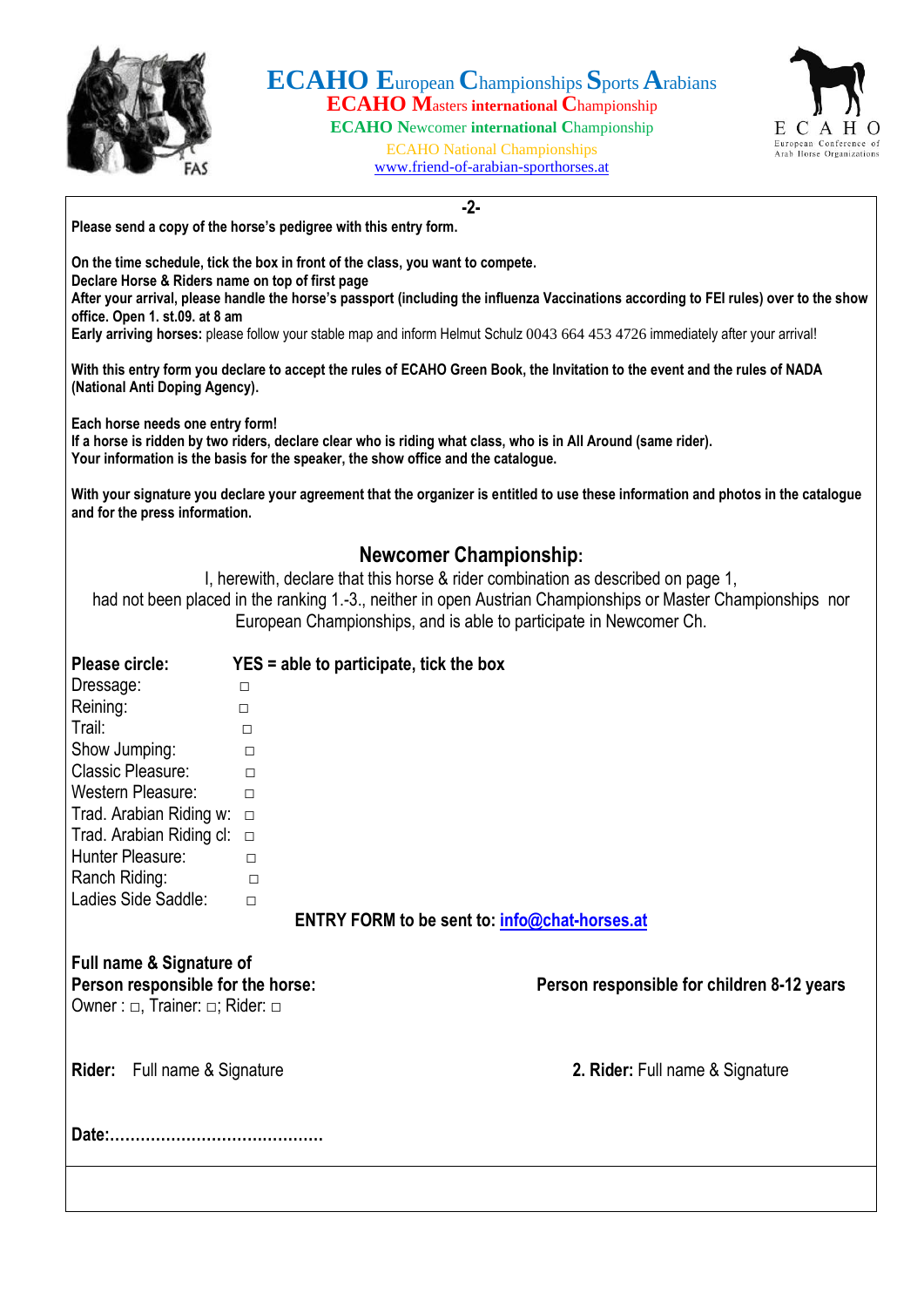# ECAHO European Championships Sports Arabians

**ECAHO Masters international Championship**

**ECAHO Newcomer international Championship**

ECAHO National Championships

www.friend-of-arabian-sporthorses.at

**Please send a copy of the horse's pedigree with this entry form.**

**On the time schedule, tick the box in front of the class, you want to compete.**
**Declare Horse & Riders name on top of first page**
**After your arrival, please handle the horse's passport (including the influenza Vaccinations according to FEI rules) over to the show office. Open 1. st.09. at 8 am**
**Early arriving horses:** please follow your stable map and inform Helmut Schulz 0043 664 453 4726 immediately after your arrival!

**With this entry form you declare to accept the rules of ECAHO Green Book, the Invitation to the event and the rules of NADA (National Anti Doping Agency).**

**Each horse needs one entry form!**
**If a horse is ridden by two riders, declare clear who is riding what class, who is in All Around (same rider).**
**Your information is the basis for the speaker, the show office and the catalogue.**

**With your signature you declare your agreement that the organizer is entitled to use these information and photos in the catalogue and for the press information.**

## Newcomer Championship:

I, herewith, declare that this horse & rider combination as described on page 1, had not been placed in the ranking 1.-3., neither in open Austrian Championships or Master Championships nor European Championships, and is able to participate in Newcomer Ch.

**Please circle:** **YES = able to participate, tick the box**

- Dressage: □
- Reining: □
- Trail: □
- Show Jumping: □
- Classic Pleasure: □
- Western Pleasure: □
- Trad. Arabian Riding w: □
- Trad. Arabian Riding cl: □
- Hunter Pleasure: □
- Ranch Riding: □
- Ladies Side Saddle: □

**ENTRY FORM to be sent to: info@chat-horses.at**

**Full name & Signature of**
**Person responsible for the horse:**
Owner : □, Trainer: □; Rider: □

**Person responsible for children 8-12 years**

**Rider:** Full name & Signature

**2. Rider:** Full name & Signature

**Date:……………………………………**